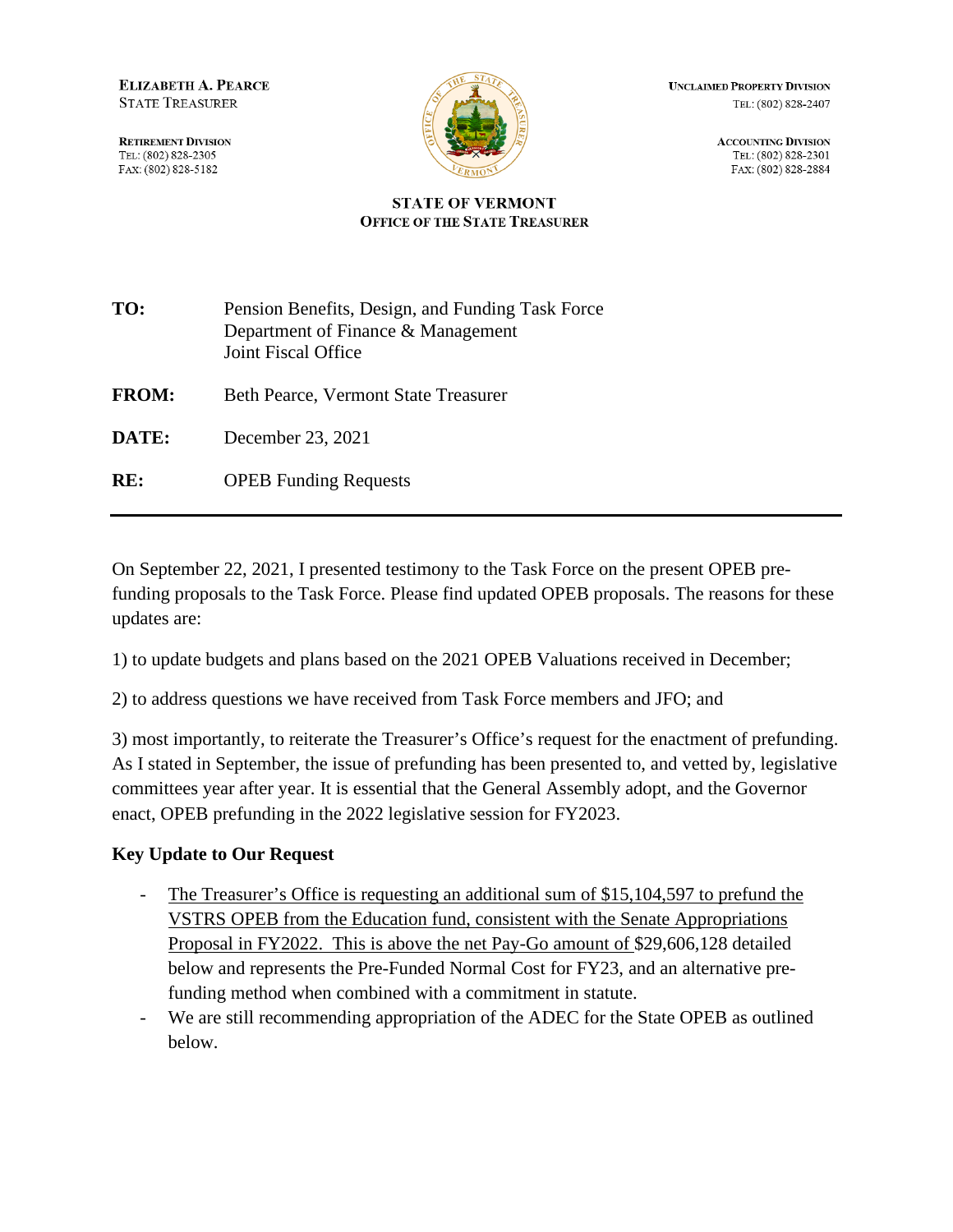**ELIZABETH A. PEARCE**
STATE TREASURER

**RETIREMENT DIVISION**
TEL: (802) 828-2305
FAX: (802) 828-5182

**UNCLAIMED PROPERTY DIVISION**
TEL: (802) 828-2407

**ACCOUNTING DIVISION**
TEL: (802) 828-2301
FAX: (802) 828-2884

**STATE OF VERMONT**
**OFFICE OF THE STATE TREASURER**

| | |
|---|---|
| **TO:** | Pension Benefits, Design, and Funding Task Force<br>Department of Finance & Management<br>Joint Fiscal Office |
| **FROM:** | Beth Pearce, Vermont State Treasurer |
| **DATE:** | December 23, 2021 |
| **RE:** | OPEB Funding Requests |

---

On September 22, 2021, I presented testimony to the Task Force on the present OPEB pre-funding proposals to the Task Force. Please find updated OPEB proposals. The reasons for these updates are:

1) to update budgets and plans based on the 2021 OPEB Valuations received in December;

2) to address questions we have received from Task Force members and JFO; and

3) most importantly, to reiterate the Treasurer's Office's request for the enactment of prefunding. As I stated in September, the issue of prefunding has been presented to, and vetted by, legislative committees year after year. It is essential that the General Assembly adopt, and the Governor enact, OPEB prefunding in the 2022 legislative session for FY2023.

**Key Update to Our Request**

- The Treasurer's Office is requesting an additional sum of $15,104,597 to prefund the VSTRS OPEB from the Education fund, consistent with the Senate Appropriations Proposal in FY2022. This is above the net Pay-Go amount of $29,606,128 detailed below and represents the Pre-Funded Normal Cost for FY23, and an alternative pre-funding method when combined with a commitment in statute.
- We are still recommending appropriation of the ADEC for the State OPEB as outlined below.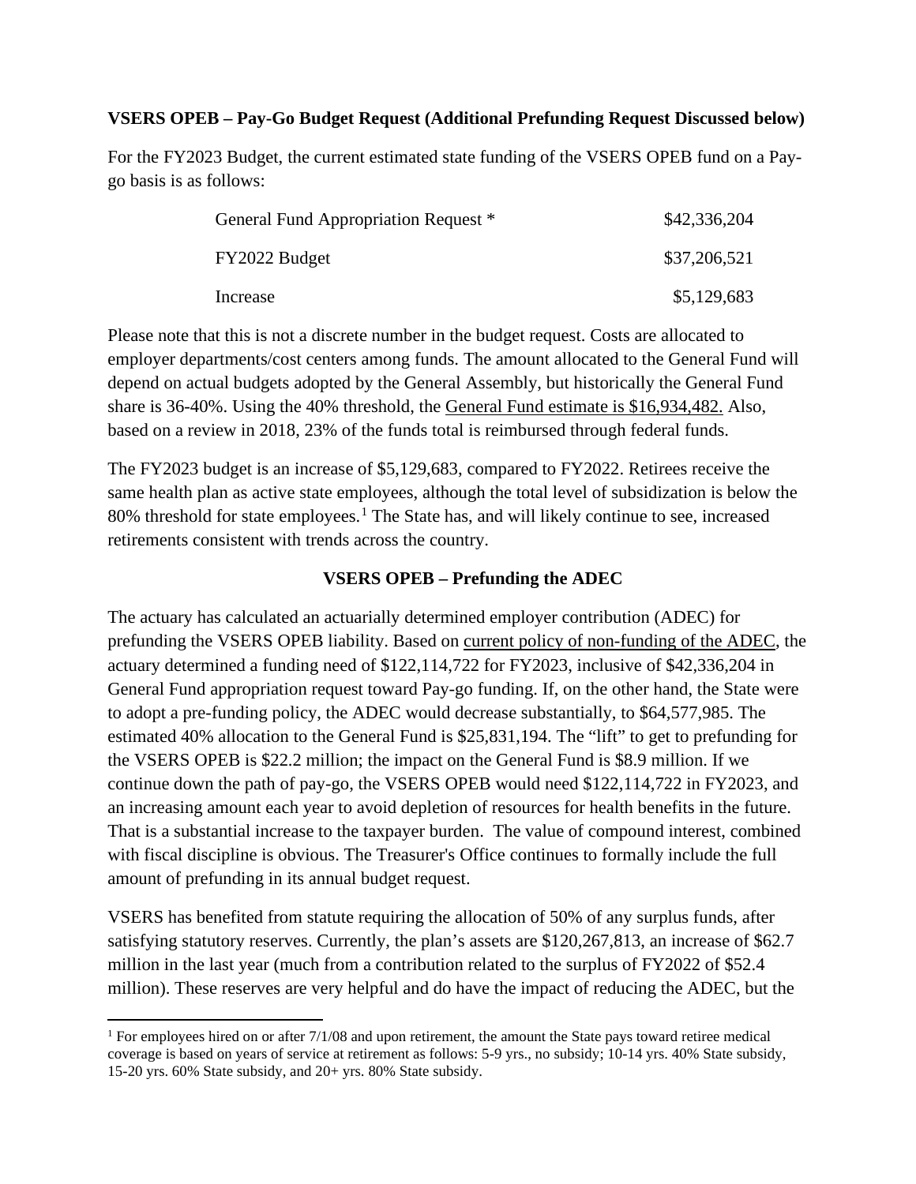**VSERS OPEB – Pay-Go Budget Request (Additional Prefunding Request Discussed below)**

For the FY2023 Budget, the current estimated state funding of the VSERS OPEB fund on a Pay-go basis is as follows:

| | |
|---|---|
| General Fund Appropriation Request * | $42,336,204 |
| FY2022 Budget | $37,206,521 |
| Increase | $5,129,683 |

Please note that this is not a discrete number in the budget request. Costs are allocated to employer departments/cost centers among funds. The amount allocated to the General Fund will depend on actual budgets adopted by the General Assembly, but historically the General Fund share is 36-40%. Using the 40% threshold, the General Fund estimate is $16,934,482. Also, based on a review in 2018, 23% of the funds total is reimbursed through federal funds.

The FY2023 budget is an increase of $5,129,683, compared to FY2022. Retirees receive the same health plan as active state employees, although the total level of subsidization is below the 80% threshold for state employees.[1] The State has, and will likely continue to see, increased retirements consistent with trends across the country.

**VSERS OPEB – Prefunding the ADEC**

The actuary has calculated an actuarially determined employer contribution (ADEC) for prefunding the VSERS OPEB liability. Based on current policy of non-funding of the ADEC, the actuary determined a funding need of $122,114,722 for FY2023, inclusive of $42,336,204 in General Fund appropriation request toward Pay-go funding. If, on the other hand, the State were to adopt a pre-funding policy, the ADEC would decrease substantially, to $64,577,985. The estimated 40% allocation to the General Fund is $25,831,194. The "lift" to get to prefunding for the VSERS OPEB is $22.2 million; the impact on the General Fund is $8.9 million. If we continue down the path of pay-go, the VSERS OPEB would need $122,114,722 in FY2023, and an increasing amount each year to avoid depletion of resources for health benefits in the future. That is a substantial increase to the taxpayer burden. The value of compound interest, combined with fiscal discipline is obvious. The Treasurer's Office continues to formally include the full amount of prefunding in its annual budget request.

VSERS has benefited from statute requiring the allocation of 50% of any surplus funds, after satisfying statutory reserves. Currently, the plan's assets are $120,267,813, an increase of $62.7 million in the last year (much from a contribution related to the surplus of FY2022 of $52.4 million). These reserves are very helpful and do have the impact of reducing the ADEC, but the

[1] For employees hired on or after 7/1/08 and upon retirement, the amount the State pays toward retiree medical coverage is based on years of service at retirement as follows: 5-9 yrs., no subsidy; 10-14 yrs. 40% State subsidy, 15-20 yrs. 60% State subsidy, and 20+ yrs. 80% State subsidy.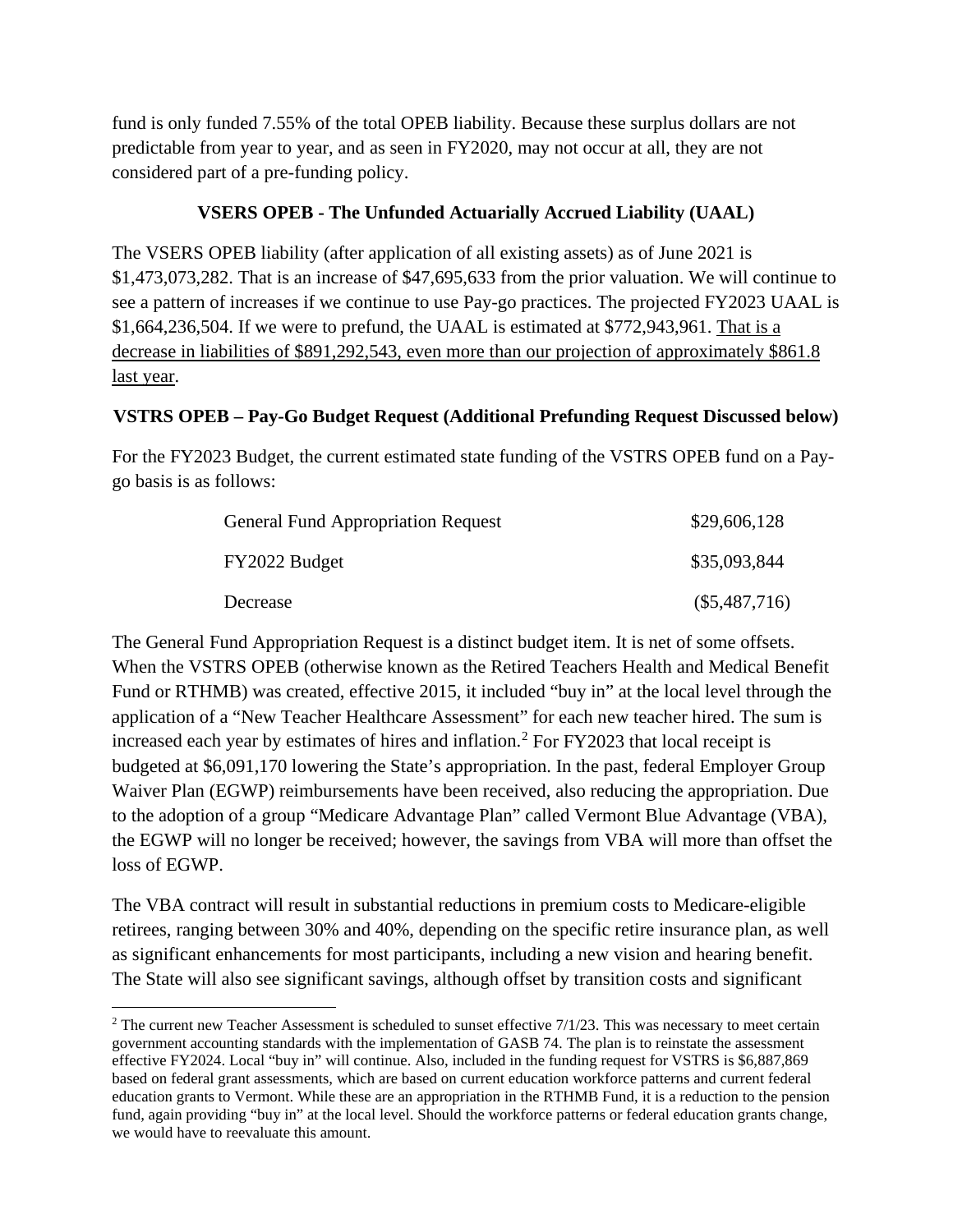fund is only funded 7.55% of the total OPEB liability. Because these surplus dollars are not predictable from year to year, and as seen in FY2020, may not occur at all, they are not considered part of a pre-funding policy.

### VSERS OPEB - The Unfunded Actuarially Accrued Liability (UAAL)

The VSERS OPEB liability (after application of all existing assets) as of June 2021 is $1,473,073,282. That is an increase of $47,695,633 from the prior valuation. We will continue to see a pattern of increases if we continue to use Pay-go practices. The projected FY2023 UAAL is $1,664,236,504. If we were to prefund, the UAAL is estimated at $772,943,961. <u>That is a decrease in liabilities of $891,292,543, even more than our projection of approximately $861.8 last year</u>.

### VSTRS OPEB – Pay-Go Budget Request (Additional Prefunding Request Discussed below)

For the FY2023 Budget, the current estimated state funding of the VSTRS OPEB fund on a Pay-go basis is as follows:

| | |
|---|---|
| General Fund Appropriation Request | $29,606,128 |
| FY2022 Budget | $35,093,844 |
| Decrease | ($5,487,716) |

The General Fund Appropriation Request is a distinct budget item. It is net of some offsets. When the VSTRS OPEB (otherwise known as the Retired Teachers Health and Medical Benefit Fund or RTHMB) was created, effective 2015, it included "buy in" at the local level through the application of a "New Teacher Healthcare Assessment" for each new teacher hired. The sum is increased each year by estimates of hires and inflation.[2] For FY2023 that local receipt is budgeted at $6,091,170 lowering the State's appropriation. In the past, federal Employer Group Waiver Plan (EGWP) reimbursements have been received, also reducing the appropriation. Due to the adoption of a group "Medicare Advantage Plan" called Vermont Blue Advantage (VBA), the EGWP will no longer be received; however, the savings from VBA will more than offset the loss of EGWP.

The VBA contract will result in substantial reductions in premium costs to Medicare-eligible retirees, ranging between 30% and 40%, depending on the specific retire insurance plan, as well as significant enhancements for most participants, including a new vision and hearing benefit. The State will also see significant savings, although offset by transition costs and significant

[2] The current new Teacher Assessment is scheduled to sunset effective 7/1/23. This was necessary to meet certain government accounting standards with the implementation of GASB 74. The plan is to reinstate the assessment effective FY2024. Local "buy in" will continue. Also, included in the funding request for VSTRS is $6,887,869 based on federal grant assessments, which are based on current education workforce patterns and current federal education grants to Vermont. While these are an appropriation in the RTHMB Fund, it is a reduction to the pension fund, again providing "buy in" at the local level. Should the workforce patterns or federal education grants change, we would have to reevaluate this amount.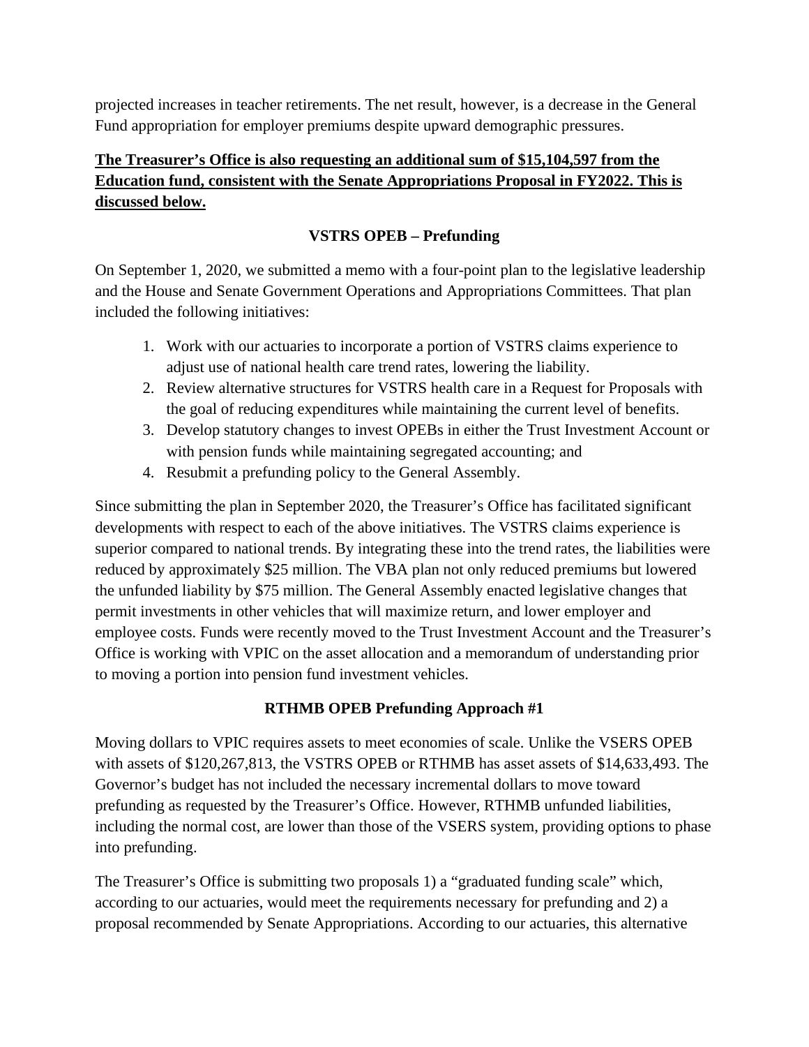projected increases in teacher retirements. The net result, however, is a decrease in the General Fund appropriation for employer premiums despite upward demographic pressures.

**The Treasurer's Office is also requesting an additional sum of $15,104,597 from the Education fund, consistent with the Senate Appropriations Proposal in FY2022. This is discussed below.**

### VSTRS OPEB – Prefunding

On September 1, 2020, we submitted a memo with a four-point plan to the legislative leadership and the House and Senate Government Operations and Appropriations Committees. That plan included the following initiatives:

1. Work with our actuaries to incorporate a portion of VSTRS claims experience to adjust use of national health care trend rates, lowering the liability.
2. Review alternative structures for VSTRS health care in a Request for Proposals with the goal of reducing expenditures while maintaining the current level of benefits.
3. Develop statutory changes to invest OPEBs in either the Trust Investment Account or with pension funds while maintaining segregated accounting; and
4. Resubmit a prefunding policy to the General Assembly.

Since submitting the plan in September 2020, the Treasurer's Office has facilitated significant developments with respect to each of the above initiatives. The VSTRS claims experience is superior compared to national trends. By integrating these into the trend rates, the liabilities were reduced by approximately $25 million. The VBA plan not only reduced premiums but lowered the unfunded liability by $75 million. The General Assembly enacted legislative changes that permit investments in other vehicles that will maximize return, and lower employer and employee costs. Funds were recently moved to the Trust Investment Account and the Treasurer's Office is working with VPIC on the asset allocation and a memorandum of understanding prior to moving a portion into pension fund investment vehicles.

### RTHMB OPEB Prefunding Approach #1

Moving dollars to VPIC requires assets to meet economies of scale. Unlike the VSERS OPEB with assets of $120,267,813, the VSTRS OPEB or RTHMB has asset assets of $14,633,493. The Governor's budget has not included the necessary incremental dollars to move toward prefunding as requested by the Treasurer's Office. However, RTHMB unfunded liabilities, including the normal cost, are lower than those of the VSERS system, providing options to phase into prefunding.

The Treasurer's Office is submitting two proposals 1) a "graduated funding scale" which, according to our actuaries, would meet the requirements necessary for prefunding and 2) a proposal recommended by Senate Appropriations. According to our actuaries, this alternative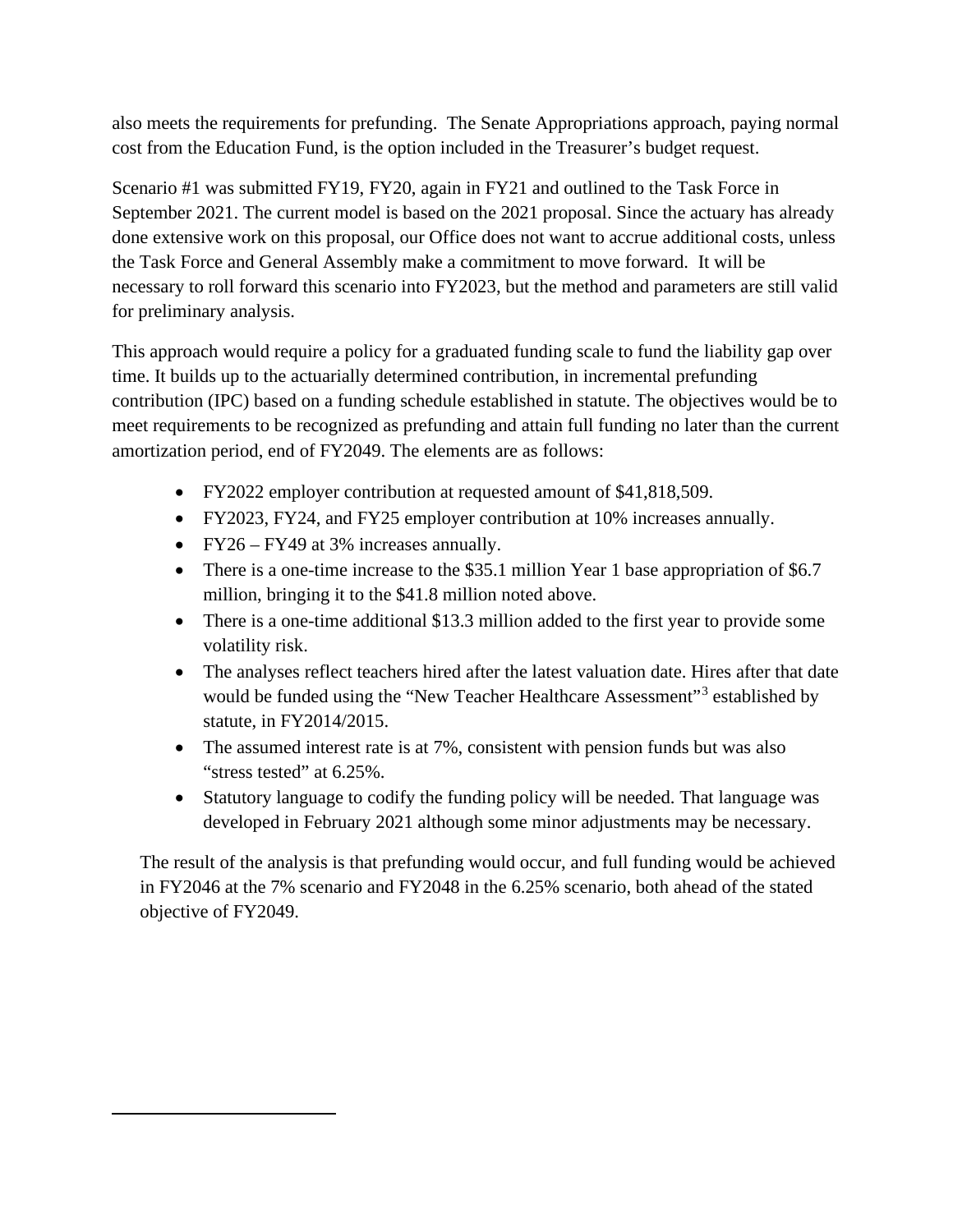also meets the requirements for prefunding. The Senate Appropriations approach, paying normal cost from the Education Fund, is the option included in the Treasurer's budget request.

Scenario #1 was submitted FY19, FY20, again in FY21 and outlined to the Task Force in September 2021. The current model is based on the 2021 proposal. Since the actuary has already done extensive work on this proposal, our Office does not want to accrue additional costs, unless the Task Force and General Assembly make a commitment to move forward. It will be necessary to roll forward this scenario into FY2023, but the method and parameters are still valid for preliminary analysis.

This approach would require a policy for a graduated funding scale to fund the liability gap over time. It builds up to the actuarially determined contribution, in incremental prefunding contribution (IPC) based on a funding schedule established in statute. The objectives would be to meet requirements to be recognized as prefunding and attain full funding no later than the current amortization period, end of FY2049. The elements are as follows:

- FY2022 employer contribution at requested amount of $41,818,509.
- FY2023, FY24, and FY25 employer contribution at 10% increases annually.
- FY26 – FY49 at 3% increases annually.
- There is a one-time increase to the $35.1 million Year 1 base appropriation of $6.7 million, bringing it to the $41.8 million noted above.
- There is a one-time additional $13.3 million added to the first year to provide some volatility risk.
- The analyses reflect teachers hired after the latest valuation date. Hires after that date would be funded using the "New Teacher Healthcare Assessment"[3] established by statute, in FY2014/2015.
- The assumed interest rate is at 7%, consistent with pension funds but was also "stress tested" at 6.25%.
- Statutory language to codify the funding policy will be needed. That language was developed in February 2021 although some minor adjustments may be necessary.

The result of the analysis is that prefunding would occur, and full funding would be achieved in FY2046 at the 7% scenario and FY2048 in the 6.25% scenario, both ahead of the stated objective of FY2049.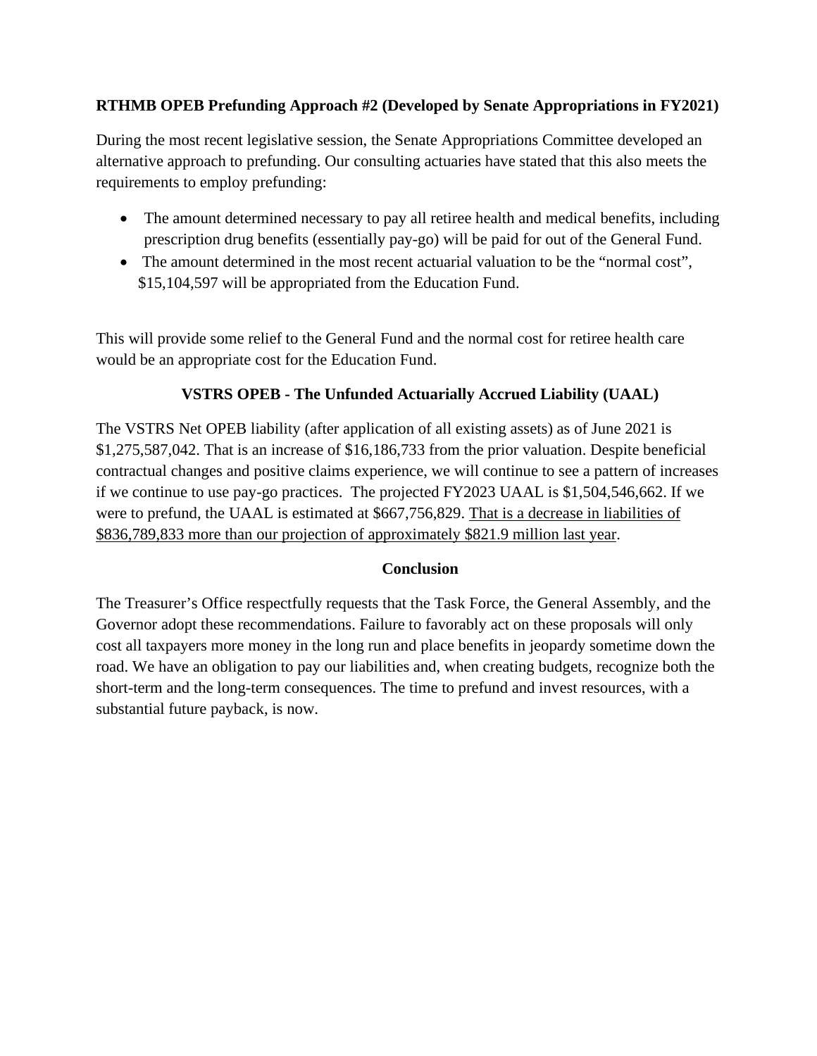**RTHMB OPEB Prefunding Approach #2 (Developed by Senate Appropriations in FY2021)**

During the most recent legislative session, the Senate Appropriations Committee developed an alternative approach to prefunding. Our consulting actuaries have stated that this also meets the requirements to employ prefunding:

- The amount determined necessary to pay all retiree health and medical benefits, including prescription drug benefits (essentially pay-go) will be paid for out of the General Fund.
- The amount determined in the most recent actuarial valuation to be the "normal cost", $15,104,597 will be appropriated from the Education Fund.

This will provide some relief to the General Fund and the normal cost for retiree health care would be an appropriate cost for the Education Fund.

**VSTRS OPEB - The Unfunded Actuarially Accrued Liability (UAAL)**

The VSTRS Net OPEB liability (after application of all existing assets) as of June 2021 is $1,275,587,042. That is an increase of $16,186,733 from the prior valuation. Despite beneficial contractual changes and positive claims experience, we will continue to see a pattern of increases if we continue to use pay-go practices. The projected FY2023 UAAL is $1,504,546,662. If we were to prefund, the UAAL is estimated at $667,756,829. <u>That is a decrease in liabilities of $836,789,833 more than our projection of approximately $821.9 million last year</u>.

**Conclusion**

The Treasurer's Office respectfully requests that the Task Force, the General Assembly, and the Governor adopt these recommendations. Failure to favorably act on these proposals will only cost all taxpayers more money in the long run and place benefits in jeopardy sometime down the road. We have an obligation to pay our liabilities and, when creating budgets, recognize both the short-term and the long-term consequences. The time to prefund and invest resources, with a substantial future payback, is now.